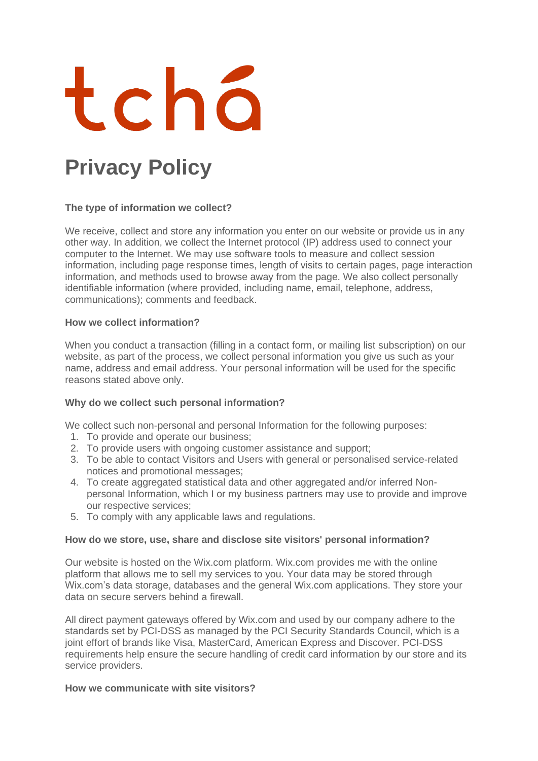# tchá

# Privacy Policy

**The type of information we collect?**

We receive, collect and store any information you enter on our website or provide us in any other way. In addition, we collect the Internet protocol (IP) address used to connect your computer to the Internet. We may use software tools to measure and collect session information, including page response times, length of visits to certain pages, page interaction information, and methods used to browse away from the page. We also collect personally identifiable information (where provided, including name, email, telephone, address, communications); comments and feedback.

**How we collect information?**

When you conduct a transaction (filling in a contact form, or mailing list subscription) on our website, as part of the process, we collect personal information you give us such as your name, address and email address. Your personal information will be used for the specific reasons stated above only.

**Why do we collect such personal information?**

We collect such non-personal and personal Information for the following purposes:

1. To provide and operate our business;
2. To provide users with ongoing customer assistance and support;
3. To be able to contact Visitors and Users with general or personalised service-related notices and promotional messages;
4. To create aggregated statistical data and other aggregated and/or inferred Non-personal Information, which I or my business partners may use to provide and improve our respective services;
5. To comply with any applicable laws and regulations.

**How do we store, use, share and disclose site visitors' personal information?**

Our website is hosted on the Wix.com platform. Wix.com provides me with the online platform that allows me to sell my services to you. Your data may be stored through Wix.com's data storage, databases and the general Wix.com applications. They store your data on secure servers behind a firewall.

All direct payment gateways offered by Wix.com and used by our company adhere to the standards set by PCI-DSS as managed by the PCI Security Standards Council, which is a joint effort of brands like Visa, MasterCard, American Express and Discover. PCI-DSS requirements help ensure the secure handling of credit card information by our store and its service providers.

**How we communicate with site visitors?**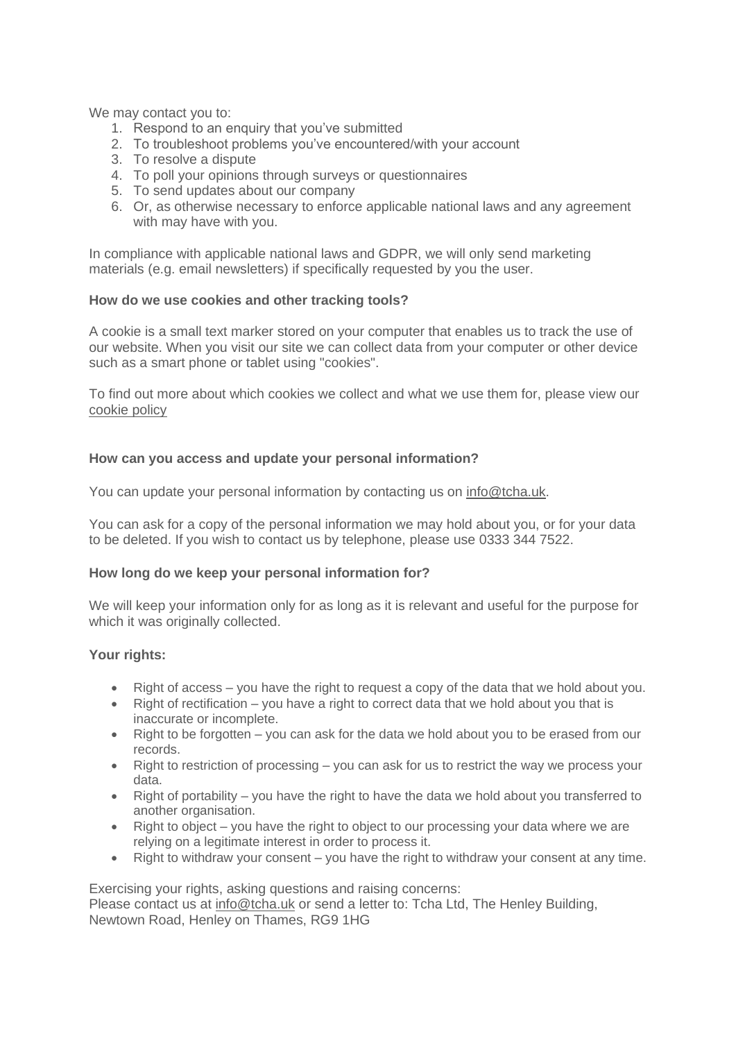We may contact you to:

1. Respond to an enquiry that you've submitted
2. To troubleshoot problems you've encountered/with your account
3. To resolve a dispute
4. To poll your opinions through surveys or questionnaires
5. To send updates about our company
6. Or, as otherwise necessary to enforce applicable national laws and any agreement with may have with you.

In compliance with applicable national laws and GDPR, we will only send marketing materials (e.g. email newsletters) if specifically requested by you the user.

**How do we use cookies and other tracking tools?**

A cookie is a small text marker stored on your computer that enables us to track the use of our website. When you visit our site we can collect data from your computer or other device such as a smart phone or tablet using "cookies".

To find out more about which cookies we collect and what we use them for, please view our cookie policy

**How can you access and update your personal information?**

You can update your personal information by contacting us on info@tcha.uk.

You can ask for a copy of the personal information we may hold about you, or for your data to be deleted. If you wish to contact us by telephone, please use 0333 344 7522.

**How long do we keep your personal information for?**

We will keep your information only for as long as it is relevant and useful for the purpose for which it was originally collected.

**Your rights:**

- Right of access – you have the right to request a copy of the data that we hold about you.
- Right of rectification – you have a right to correct data that we hold about you that is inaccurate or incomplete.
- Right to be forgotten – you can ask for the data we hold about you to be erased from our records.
- Right to restriction of processing – you can ask for us to restrict the way we process your data.
- Right of portability – you have the right to have the data we hold about you transferred to another organisation.
- Right to object – you have the right to object to our processing your data where we are relying on a legitimate interest in order to process it.
- Right to withdraw your consent – you have the right to withdraw your consent at any time.

Exercising your rights, asking questions and raising concerns:
Please contact us at info@tcha.uk or send a letter to: Tcha Ltd, The Henley Building, Newtown Road, Henley on Thames, RG9 1HG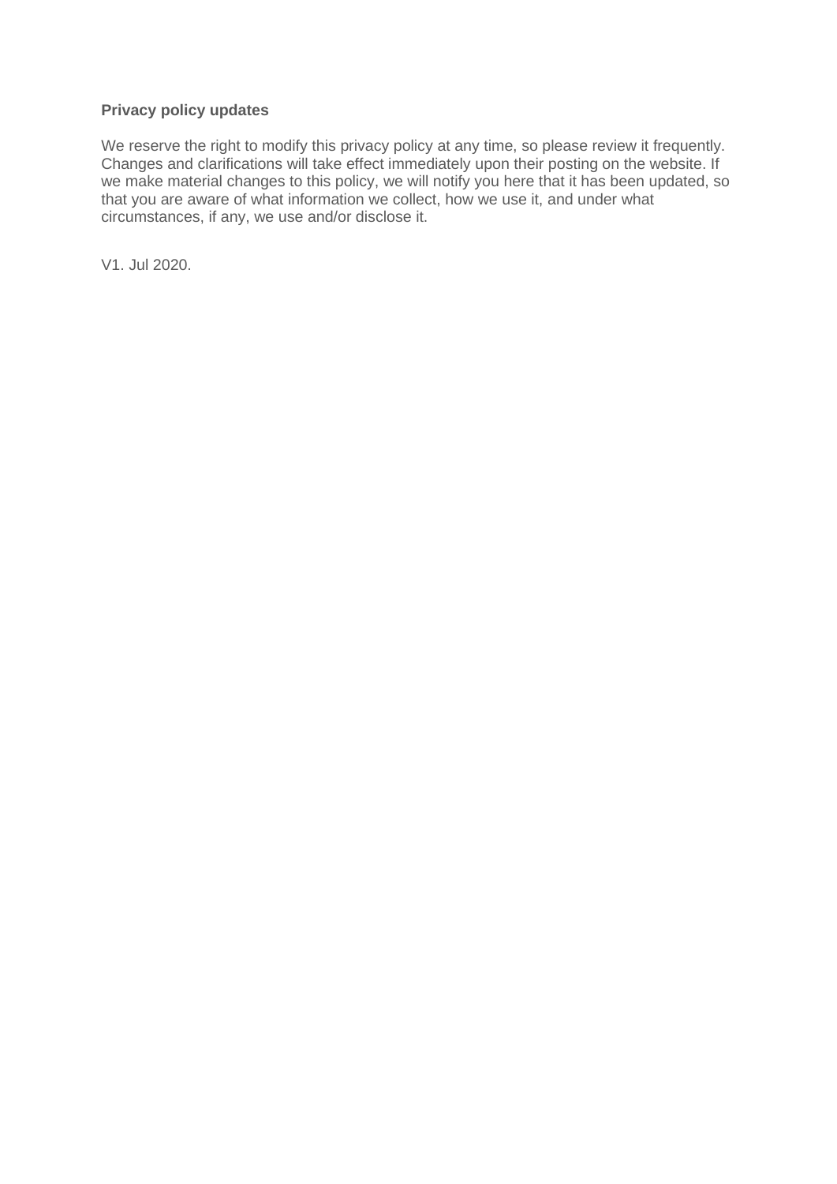**Privacy policy updates**

We reserve the right to modify this privacy policy at any time, so please review it frequently. Changes and clarifications will take effect immediately upon their posting on the website. If we make material changes to this policy, we will notify you here that it has been updated, so that you are aware of what information we collect, how we use it, and under what circumstances, if any, we use and/or disclose it.

V1. Jul 2020.